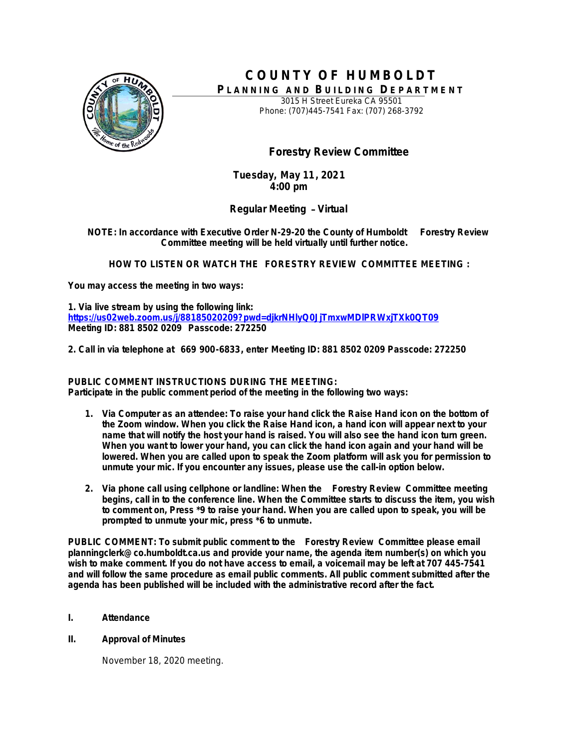# COUNTY OF HUMBOLDT

**PLANNING AND BUILDING DEPARTMENT**

3015 H Street Eureka CA 95501
Phone: (707)445-7541 Fax: (707) 268-3792

## Forestry Review Committee

**Tuesday, May 11, 2021**
**4:00 pm**

**Regular Meeting – Virtual**

**NOTE: In accordance with Executive Order N-29-20 the County of Humboldt Forestry Review Committee meeting will be held virtually until further notice.**

**HOW TO LISTEN OR WATCH THE FORESTRY REVIEW COMMITTEE MEETING :**

**You may access the meeting in two ways:**

**1. Via live stream by using the following link:**
**https://us02web.zoom.us/j/88185020209?pwd=djkrNHlyQ0JjTmxwMDlPRWxjTXk0QT09**
**Meeting ID: 881 8502 0209 Passcode: 272250**

**2. Call in via telephone at 669 900-6833, enter Meeting ID: 881 8502 0209 Passcode: 272250**

**PUBLIC COMMENT INSTRUCTIONS DURING THE MEETING:**
**Participate in the public comment period of the meeting in the following two ways:**

1. **Via Computer as an attendee: To raise your hand click the Raise Hand icon on the bottom of the Zoom window. When you click the Raise Hand icon, a hand icon will appear next to your name that will notify the host your hand is raised. You will also see the hand icon turn green. When you want to lower your hand, you can click the hand icon again and your hand will be lowered. When you are called upon to speak the Zoom platform will ask you for permission to unmute your mic. If you encounter any issues, please use the call-in option below.**

2. **Via phone call using cellphone or landline: When the Forestry Review Committee meeting begins, call in to the conference line. When the Committee starts to discuss the item, you wish to comment on, Press *9 to raise your hand. When you are called upon to speak, you will be prompted to unmute your mic, press *6 to unmute.**

**PUBLIC COMMENT: To submit public comment to the Forestry Review Committee please email planningclerk@co.humboldt.ca.us and provide your name, the agenda item number(s) on which you wish to make comment. If you do not have access to email, a voicemail may be left at 707 445-7541 and will follow the same procedure as email public comments. All public comment submitted after the agenda has been published will be included with the administrative record after the fact.**

**I. Attendance**

**II. Approval of Minutes**

November 18, 2020 meeting.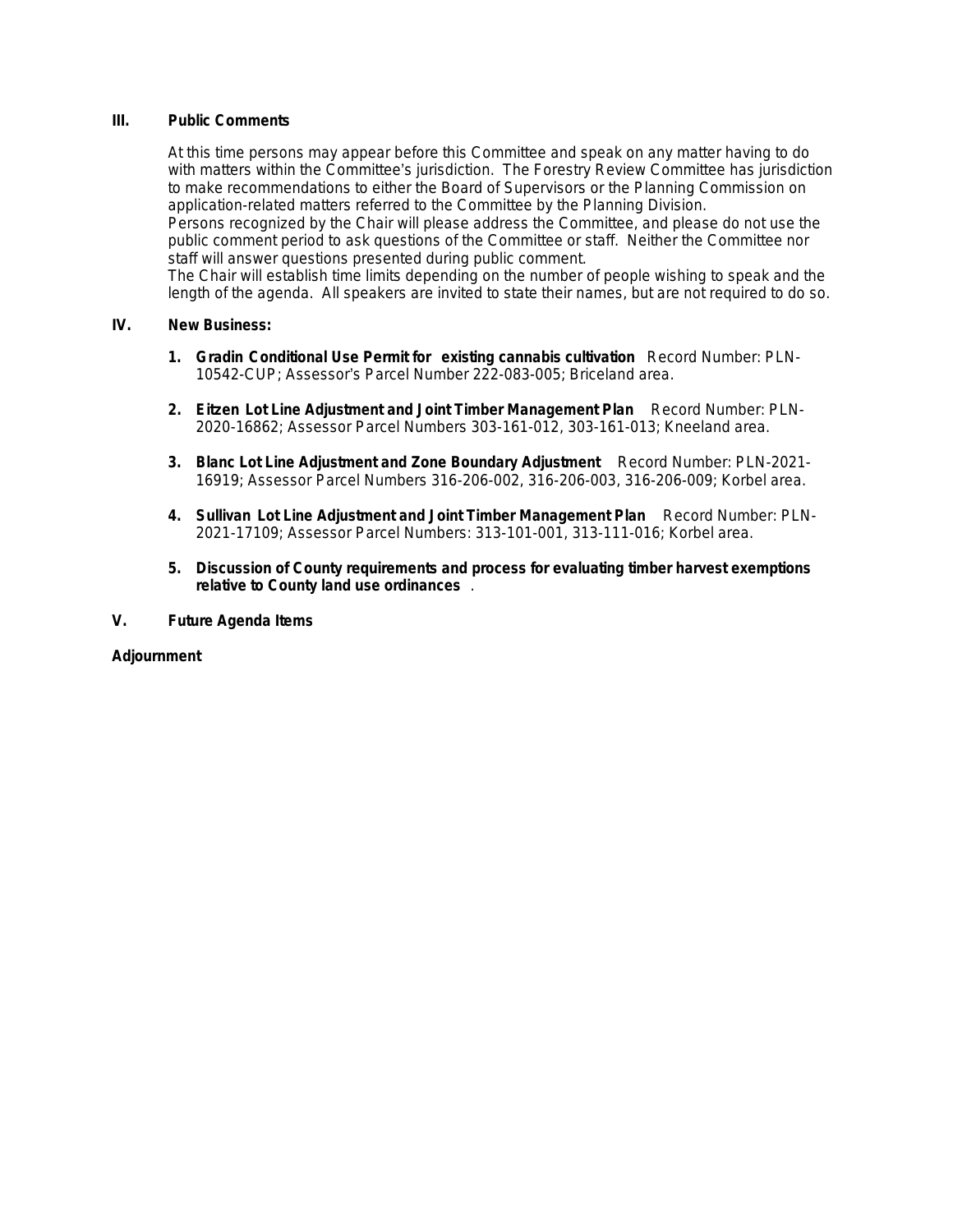## III. Public Comments

At this time persons may appear before this Committee and speak on any matter having to do with matters within the Committee's jurisdiction. The Forestry Review Committee has jurisdiction to make recommendations to either the Board of Supervisors or the Planning Commission on application-related matters referred to the Committee by the Planning Division.
Persons recognized by the Chair will please address the Committee, and please do not use the public comment period to ask questions of the Committee or staff. Neither the Committee nor staff will answer questions presented during public comment.
The Chair will establish time limits depending on the number of people wishing to speak and the length of the agenda. All speakers are invited to state their names, but are not required to do so.

## IV. New Business:

1. **Gradin Conditional Use Permit for existing cannabis cultivation** Record Number: PLN-10542-CUP; Assessor's Parcel Number 222-083-005; Briceland area.

2. **Eitzen Lot Line Adjustment and Joint Timber Management Plan** Record Number: PLN-2020-16862; Assessor Parcel Numbers 303-161-012, 303-161-013; Kneeland area.

3. **Blanc Lot Line Adjustment and Zone Boundary Adjustment** Record Number: PLN-2021-16919; Assessor Parcel Numbers 316-206-002, 316-206-003, 316-206-009; Korbel area.

4. **Sullivan Lot Line Adjustment and Joint Timber Management Plan** Record Number: PLN-2021-17109; Assessor Parcel Numbers: 313-101-001, 313-111-016; Korbel area.

5. **Discussion of County requirements and process for evaluating timber harvest exemptions relative to County land use ordinances**.

## V. Future Agenda Items

**Adjournment**